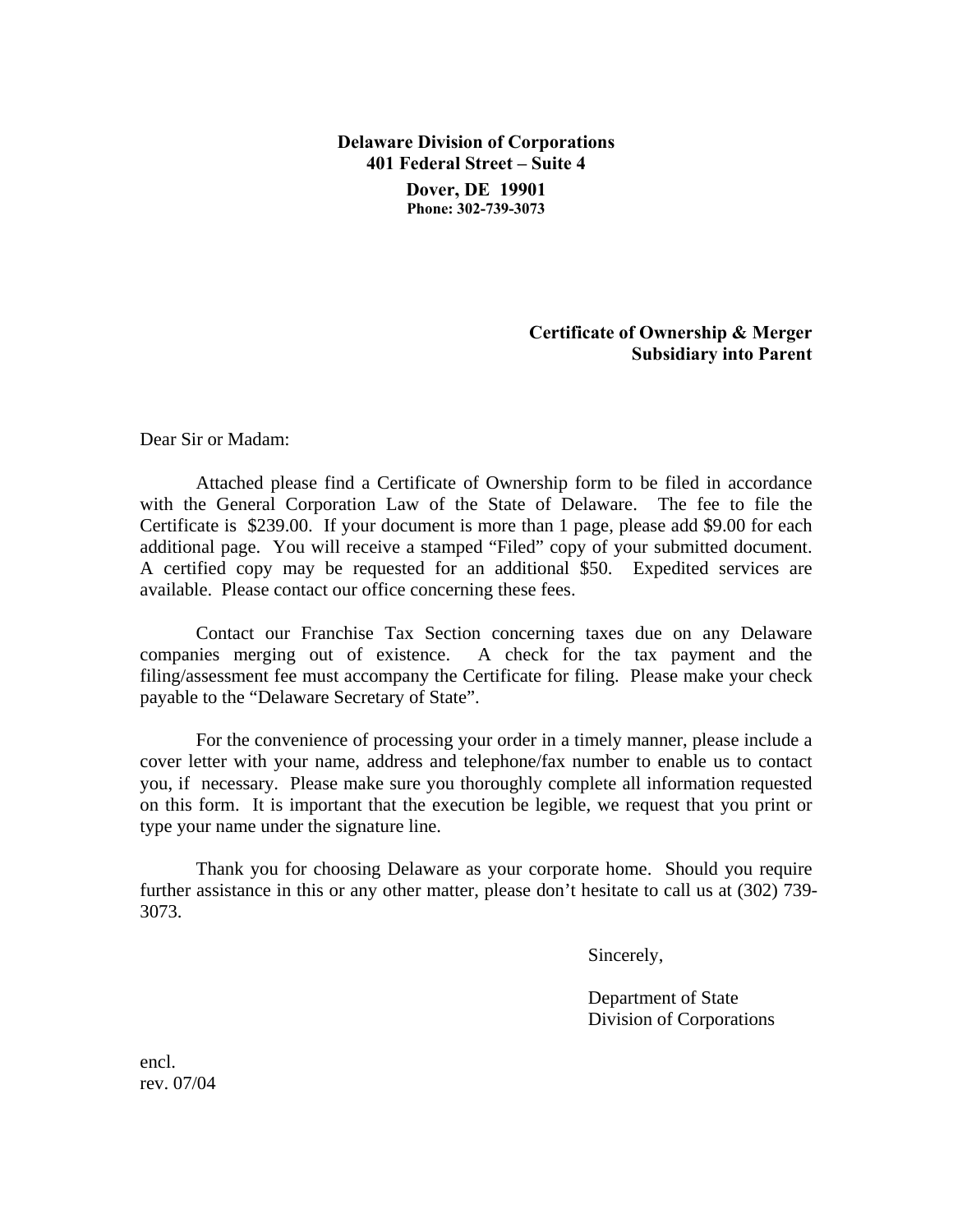**Delaware Division of Corporations**
**401 Federal Street – Suite 4**
**Dover, DE 19901**
**Phone: 302-739-3073**

**Certificate of Ownership & Merger**
**Subsidiary into Parent**

Dear Sir or Madam:

Attached please find a Certificate of Ownership form to be filed in accordance with the General Corporation Law of the State of Delaware. The fee to file the Certificate is $239.00. If your document is more than 1 page, please add $9.00 for each additional page. You will receive a stamped "Filed" copy of your submitted document. A certified copy may be requested for an additional $50. Expedited services are available. Please contact our office concerning these fees.

Contact our Franchise Tax Section concerning taxes due on any Delaware companies merging out of existence. A check for the tax payment and the filing/assessment fee must accompany the Certificate for filing. Please make your check payable to the "Delaware Secretary of State".

For the convenience of processing your order in a timely manner, please include a cover letter with your name, address and telephone/fax number to enable us to contact you, if necessary. Please make sure you thoroughly complete all information requested on this form. It is important that the execution be legible, we request that you print or type your name under the signature line.

Thank you for choosing Delaware as your corporate home. Should you require further assistance in this or any other matter, please don't hesitate to call us at (302) 739-3073.

Sincerely,

Department of State
Division of Corporations

encl.
rev. 07/04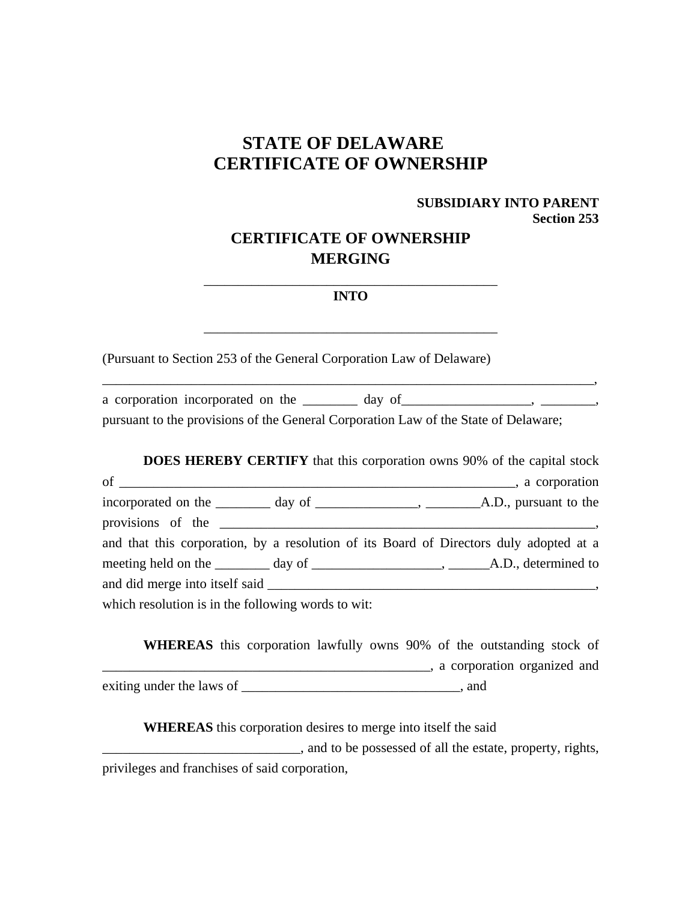# STATE OF DELAWARE
# CERTIFICATE OF OWNERSHIP

**SUBSIDIARY INTO PARENT**
**Section 253**

## CERTIFICATE OF OWNERSHIP
## MERGING

\_\_\_\_\_\_\_\_\_\_\_\_\_\_\_\_\_\_\_\_\_\_\_\_\_\_\_\_\_\_\_\_\_\_\_\_\_\_\_\_\_\_\_\_

**INTO**

\_\_\_\_\_\_\_\_\_\_\_\_\_\_\_\_\_\_\_\_\_\_\_\_\_\_\_\_\_\_\_\_\_\_\_\_\_\_\_\_\_\_\_\_

(Pursuant to Section 253 of the General Corporation Law of Delaware)

\_\_\_\_\_\_\_\_\_\_\_\_\_\_\_\_\_\_\_\_\_\_\_\_\_\_\_\_\_\_\_\_\_\_\_\_\_\_\_\_\_\_\_\_\_\_\_\_\_\_\_\_\_\_\_\_\_\_\_\_\_\_\_\_\_\_\_\_\_\_\_\_\_\_, a corporation incorporated on the \_\_\_\_\_\_\_\_ day of\_\_\_\_\_\_\_\_\_\_\_\_\_\_\_\_\_\_\_, \_\_\_\_\_\_\_\_, pursuant to the provisions of the General Corporation Law of the State of Delaware;

**DOES HEREBY CERTIFY** that this corporation owns 90% of the capital stock of \_\_\_\_\_\_\_\_\_\_\_\_\_\_\_\_\_\_\_\_\_\_\_\_\_\_\_\_\_\_\_\_\_\_\_\_\_\_\_\_\_\_\_\_\_\_\_\_\_\_\_\_\_\_\_\_\_\_\_\_, a corporation incorporated on the \_\_\_\_\_\_\_\_ day of \_\_\_\_\_\_\_\_\_\_\_\_\_\_\_, \_\_\_\_\_\_\_\_A.D., pursuant to the provisions of the \_\_\_\_\_\_\_\_\_\_\_\_\_\_\_\_\_\_\_\_\_\_\_\_\_\_\_\_\_\_\_\_\_\_\_\_\_\_\_\_\_\_\_\_\_\_\_\_\_\_\_\_\_\_\_\_\_\_, and that this corporation, by a resolution of its Board of Directors duly adopted at a meeting held on the \_\_\_\_\_\_\_\_ day of \_\_\_\_\_\_\_\_\_\_\_\_\_\_\_\_\_\_\_, \_\_\_\_\_\_A.D., determined to and did merge into itself said \_\_\_\_\_\_\_\_\_\_\_\_\_\_\_\_\_\_\_\_\_\_\_\_\_\_\_\_\_\_\_\_\_\_\_\_\_\_\_\_\_\_\_\_\_\_\_\_\_\_, which resolution is in the following words to wit:

**WHEREAS** this corporation lawfully owns 90% of the outstanding stock of \_\_\_\_\_\_\_\_\_\_\_\_\_\_\_\_\_\_\_\_\_\_\_\_\_\_\_\_\_\_\_\_\_\_\_\_\_\_\_\_\_\_\_\_\_\_\_\_\_\_, a corporation organized and exiting under the laws of \_\_\_\_\_\_\_\_\_\_\_\_\_\_\_\_\_\_\_\_\_\_\_\_\_\_\_\_\_\_\_\_\_, and

**WHEREAS** this corporation desires to merge into itself the said \_\_\_\_\_\_\_\_\_\_\_\_\_\_\_\_\_\_\_\_\_\_\_\_\_\_\_\_\_, and to be possessed of all the estate, property, rights, privileges and franchises of said corporation,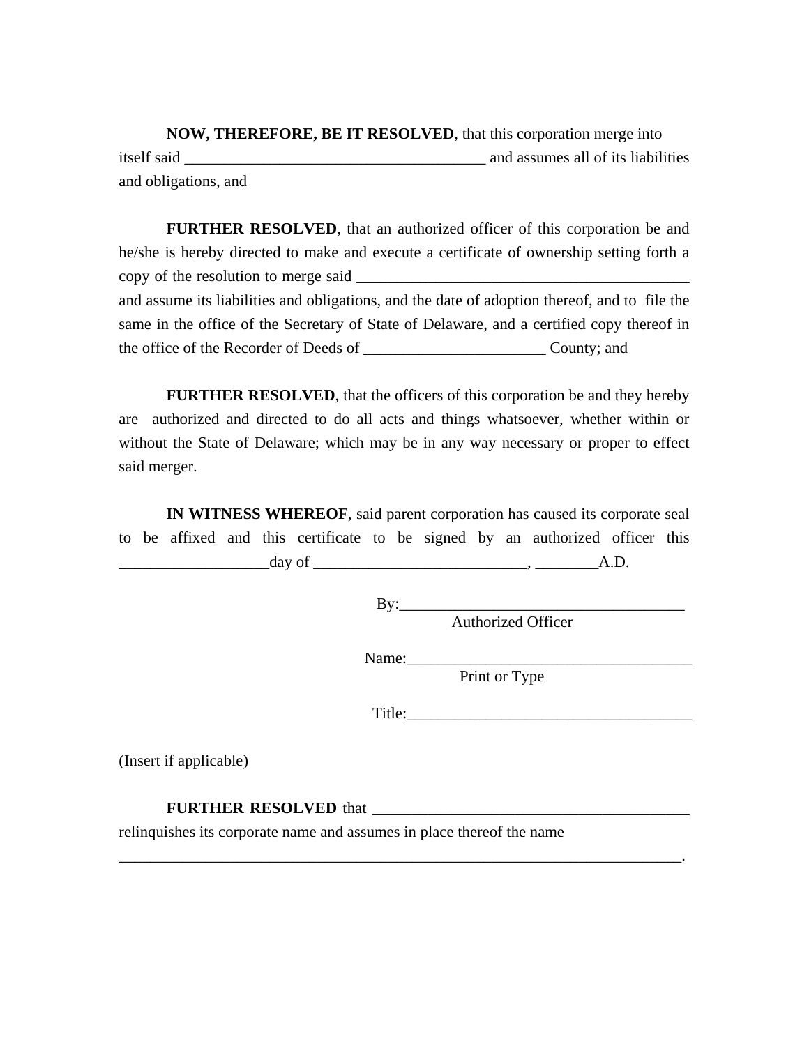**NOW, THEREFORE, BE IT RESOLVED**, that this corporation merge into itself said ______________________________________ and assumes all of its liabilities and obligations, and

**FURTHER RESOLVED**, that an authorized officer of this corporation be and he/she is hereby directed to make and execute a certificate of ownership setting forth a copy of the resolution to merge said __________________________________________ and assume its liabilities and obligations, and the date of adoption thereof, and to file the same in the office of the Secretary of State of Delaware, and a certified copy thereof in the office of the Recorder of Deeds of _______________________ County; and

**FURTHER RESOLVED**, that the officers of this corporation be and they hereby are authorized and directed to do all acts and things whatsoever, whether within or without the State of Delaware; which may be in any way necessary or proper to effect said merger.

**IN WITNESS WHEREOF**, said parent corporation has caused its corporate seal to be affixed and this certificate to be signed by an authorized officer this ___________________day of ___________________________, ________A.D.

By:___________________________________
Authorized Officer

Name:____________________________________
Print or Type

Title:____________________________________

(Insert if applicable)

**FURTHER RESOLVED** that ________________________________________ relinquishes its corporate name and assumes in place thereof the name ________________________________________________________________________.